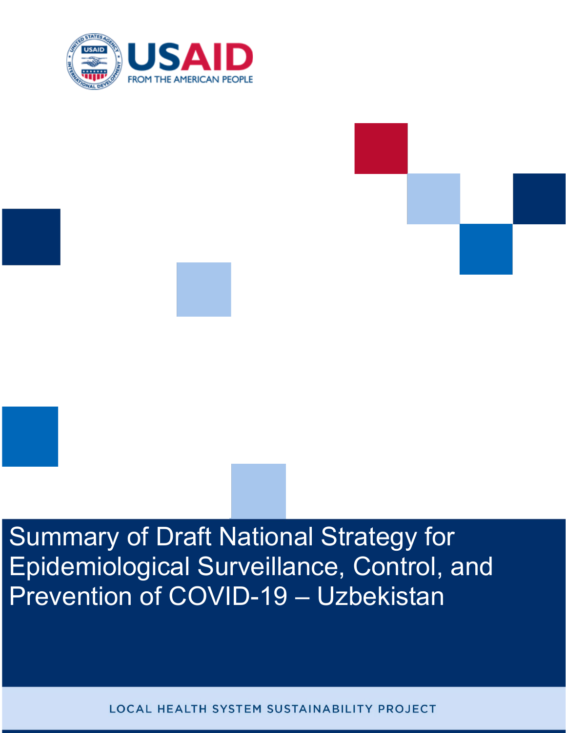USAID

FROM THE AMERICAN PEOPLE

# Summary of Draft National Strategy for Epidemiological Surveillance, Control, and Prevention of COVID-19 – Uzbekistan

LOCAL HEALTH SYSTEM SUSTAINABILITY PROJECT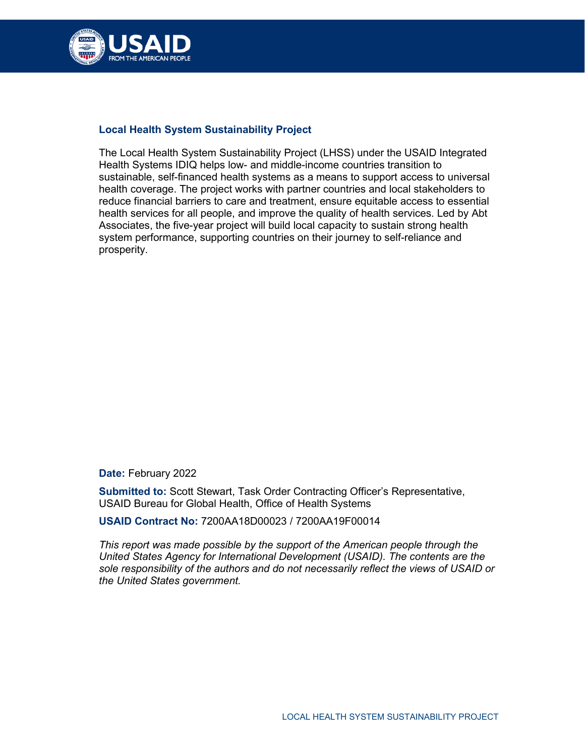**Local Health System Sustainability Project**

The Local Health System Sustainability Project (LHSS) under the USAID Integrated Health Systems IDIQ helps low- and middle-income countries transition to sustainable, self-financed health systems as a means to support access to universal health coverage. The project works with partner countries and local stakeholders to reduce financial barriers to care and treatment, ensure equitable access to essential health services for all people, and improve the quality of health services. Led by Abt Associates, the five-year project will build local capacity to sustain strong health system performance, supporting countries on their journey to self-reliance and prosperity.

**Date:** February 2022

**Submitted to:** Scott Stewart, Task Order Contracting Officer's Representative, USAID Bureau for Global Health, Office of Health Systems

**USAID Contract No:** 7200AA18D00023 / 7200AA19F00014

*This report was made possible by the support of the American people through the United States Agency for International Development (USAID). The contents are the sole responsibility of the authors and do not necessarily reflect the views of USAID or the United States government.*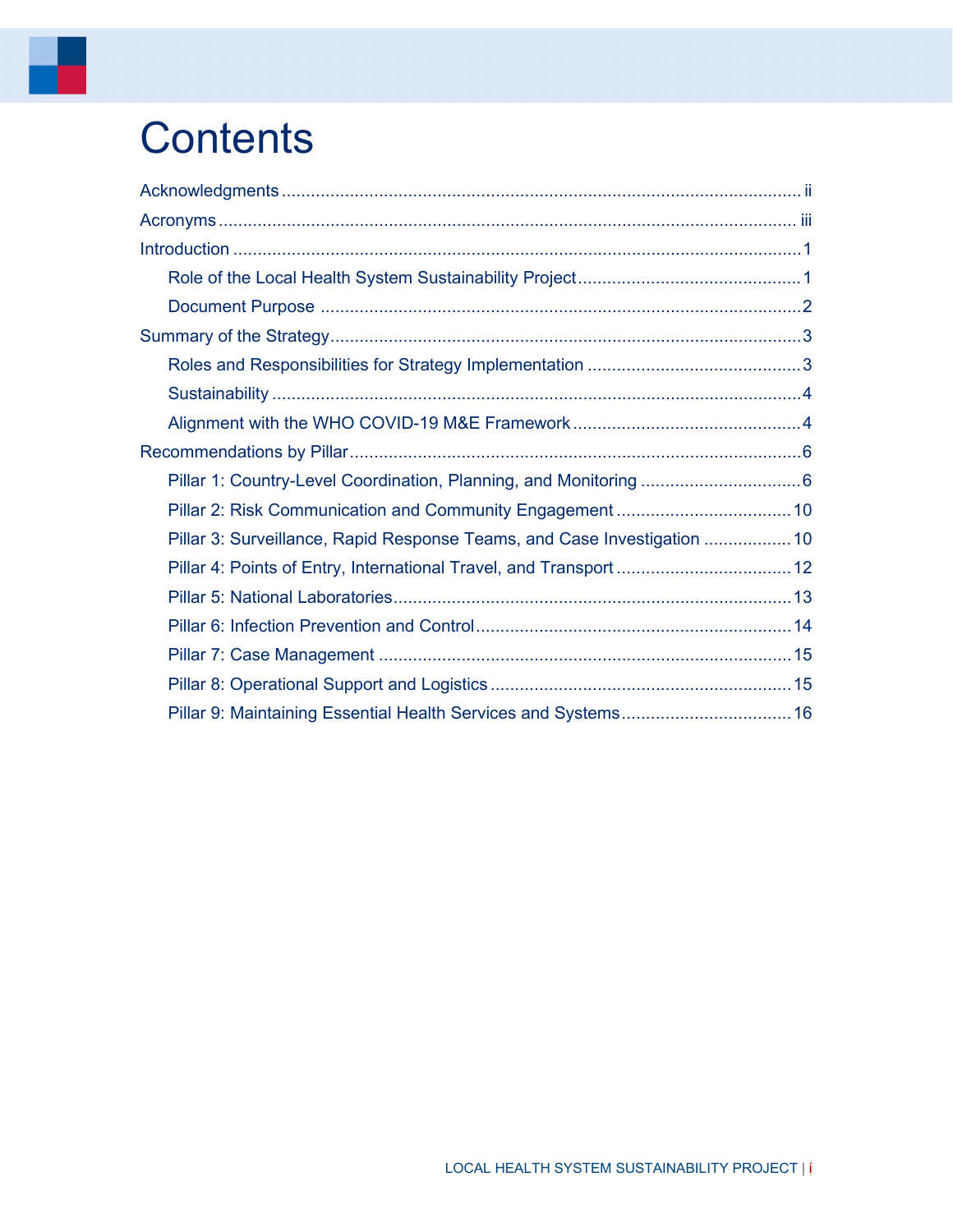# Contents

Acknowledgments ........................................................................................................... ii

Acronyms ...................................................................................................................... iii

Introduction ..................................................................................................................... 1

- Role of the Local Health System Sustainability Project ............................................. 1
- Document Purpose .................................................................................................... 2

Summary of the Strategy ................................................................................................. 3

- Roles and Responsibilities for Strategy Implementation ............................................ 3
- Sustainability ............................................................................................................. 4
- Alignment with the WHO COVID-19 M&E Framework ............................................... 4

Recommendations by Pillar ............................................................................................. 6

- Pillar 1: Country-Level Coordination, Planning, and Monitoring ................................. 6
- Pillar 2: Risk Communication and Community Engagement .................................... 10
- Pillar 3: Surveillance, Rapid Response Teams, and Case Investigation .................. 10
- Pillar 4: Points of Entry, International Travel, and Transport .................................... 12
- Pillar 5: National Laboratories .................................................................................. 13
- Pillar 6: Infection Prevention and Control ................................................................. 14
- Pillar 7: Case Management ..................................................................................... 15
- Pillar 8: Operational Support and Logistics .............................................................. 15
- Pillar 9: Maintaining Essential Health Services and Systems ................................... 16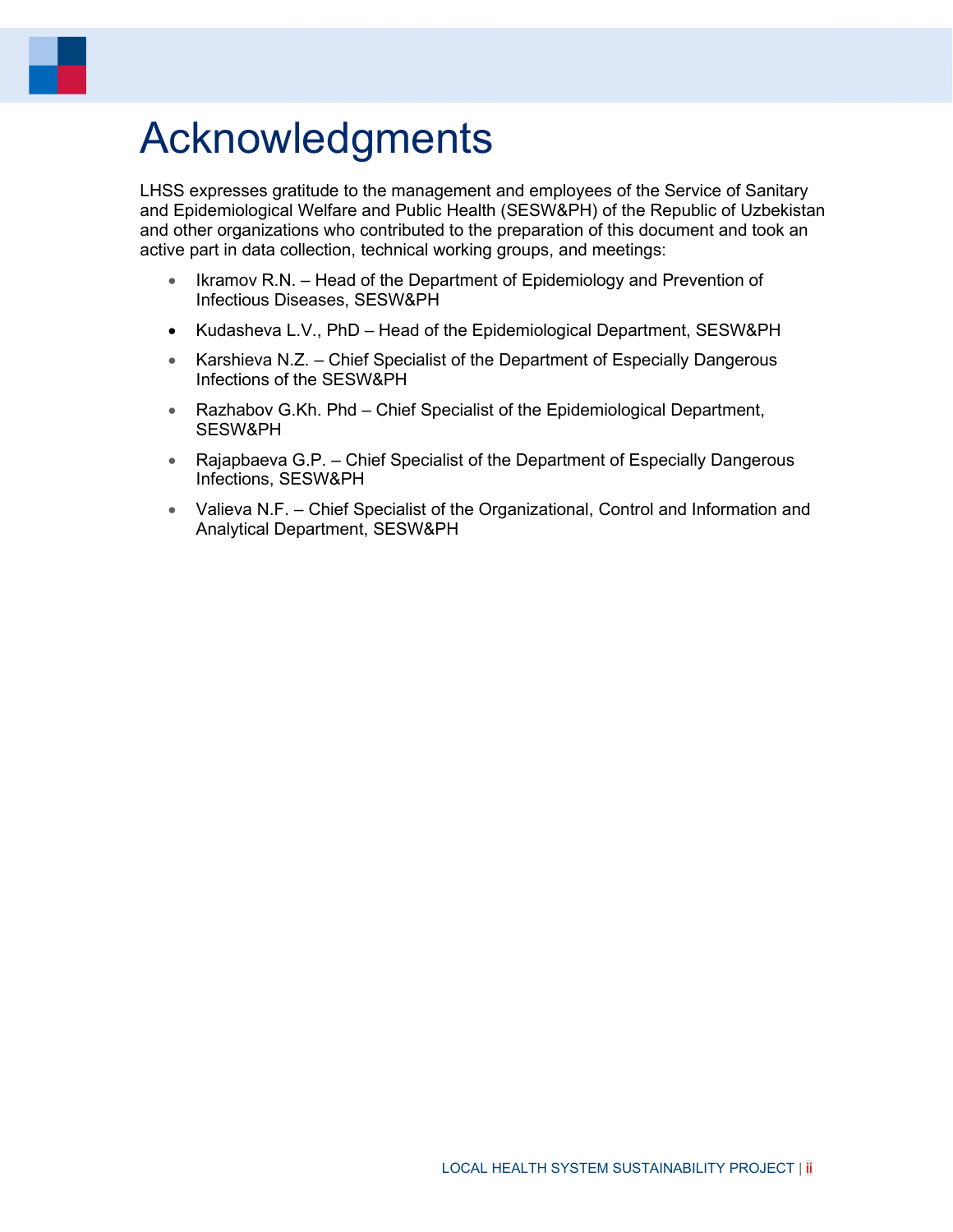# Acknowledgments

LHSS expresses gratitude to the management and employees of the Service of Sanitary and Epidemiological Welfare and Public Health (SESW&PH) of the Republic of Uzbekistan and other organizations who contributed to the preparation of this document and took an active part in data collection, technical working groups, and meetings:

- Ikramov R.N. – Head of the Department of Epidemiology and Prevention of Infectious Diseases, SESW&PH
- Kudasheva L.V., PhD – Head of the Epidemiological Department, SESW&PH
- Karshieva N.Z. – Chief Specialist of the Department of Especially Dangerous Infections of the SESW&PH
- Razhabov G.Kh. Phd – Chief Specialist of the Epidemiological Department, SESW&PH
- Rajapbaeva G.P. – Chief Specialist of the Department of Especially Dangerous Infections, SESW&PH
- Valieva N.F. – Chief Specialist of the Organizational, Control and Information and Analytical Department, SESW&PH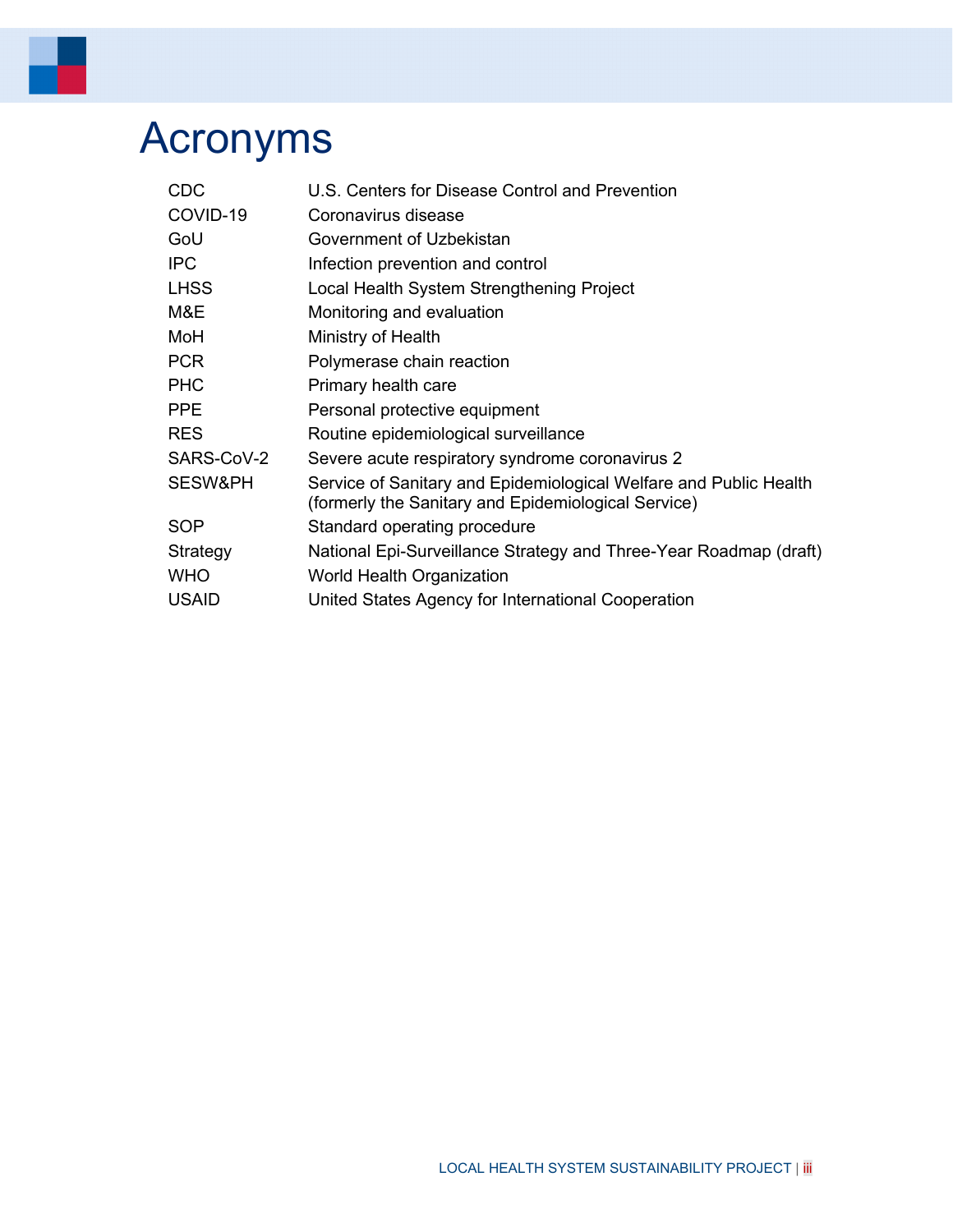# Acronyms

| | |
|---|---|
| CDC | U.S. Centers for Disease Control and Prevention |
| COVID-19 | Coronavirus disease |
| GoU | Government of Uzbekistan |
| IPC | Infection prevention and control |
| LHSS | Local Health System Strengthening Project |
| M&E | Monitoring and evaluation |
| MoH | Ministry of Health |
| PCR | Polymerase chain reaction |
| PHC | Primary health care |
| PPE | Personal protective equipment |
| RES | Routine epidemiological surveillance |
| SARS-CoV-2 | Severe acute respiratory syndrome coronavirus 2 |
| SESW&PH | Service of Sanitary and Epidemiological Welfare and Public Health (formerly the Sanitary and Epidemiological Service) |
| SOP | Standard operating procedure |
| Strategy | National Epi-Surveillance Strategy and Three-Year Roadmap (draft) |
| WHO | World Health Organization |
| USAID | United States Agency for International Cooperation |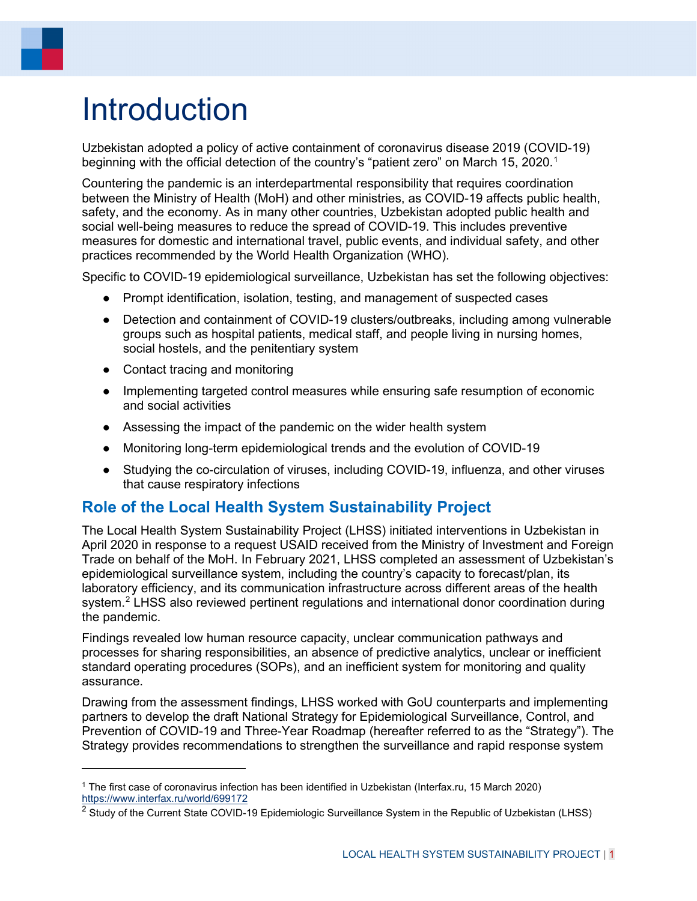# Introduction

Uzbekistan adopted a policy of active containment of coronavirus disease 2019 (COVID-19) beginning with the official detection of the country's "patient zero" on March 15, 2020.[1]

Countering the pandemic is an interdepartmental responsibility that requires coordination between the Ministry of Health (MoH) and other ministries, as COVID-19 affects public health, safety, and the economy. As in many other countries, Uzbekistan adopted public health and social well-being measures to reduce the spread of COVID-19. This includes preventive measures for domestic and international travel, public events, and individual safety, and other practices recommended by the World Health Organization (WHO).

Specific to COVID-19 epidemiological surveillance, Uzbekistan has set the following objectives:

- Prompt identification, isolation, testing, and management of suspected cases
- Detection and containment of COVID-19 clusters/outbreaks, including among vulnerable groups such as hospital patients, medical staff, and people living in nursing homes, social hostels, and the penitentiary system
- Contact tracing and monitoring
- Implementing targeted control measures while ensuring safe resumption of economic and social activities
- Assessing the impact of the pandemic on the wider health system
- Monitoring long-term epidemiological trends and the evolution of COVID-19
- Studying the co-circulation of viruses, including COVID-19, influenza, and other viruses that cause respiratory infections

## Role of the Local Health System Sustainability Project

The Local Health System Sustainability Project (LHSS) initiated interventions in Uzbekistan in April 2020 in response to a request USAID received from the Ministry of Investment and Foreign Trade on behalf of the MoH. In February 2021, LHSS completed an assessment of Uzbekistan's epidemiological surveillance system, including the country's capacity to forecast/plan, its laboratory efficiency, and its communication infrastructure across different areas of the health system.[2] LHSS also reviewed pertinent regulations and international donor coordination during the pandemic.

Findings revealed low human resource capacity, unclear communication pathways and processes for sharing responsibilities, an absence of predictive analytics, unclear or inefficient standard operating procedures (SOPs), and an inefficient system for monitoring and quality assurance.

Drawing from the assessment findings, LHSS worked with GoU counterparts and implementing partners to develop the draft National Strategy for Epidemiological Surveillance, Control, and Prevention of COVID-19 and Three-Year Roadmap (hereafter referred to as the "Strategy"). The Strategy provides recommendations to strengthen the surveillance and rapid response system

---

[1] The first case of coronavirus infection has been identified in Uzbekistan (Interfax.ru, 15 March 2020) https://www.interfax.ru/world/699172

[2] Study of the Current State COVID-19 Epidemiologic Surveillance System in the Republic of Uzbekistan (LHSS)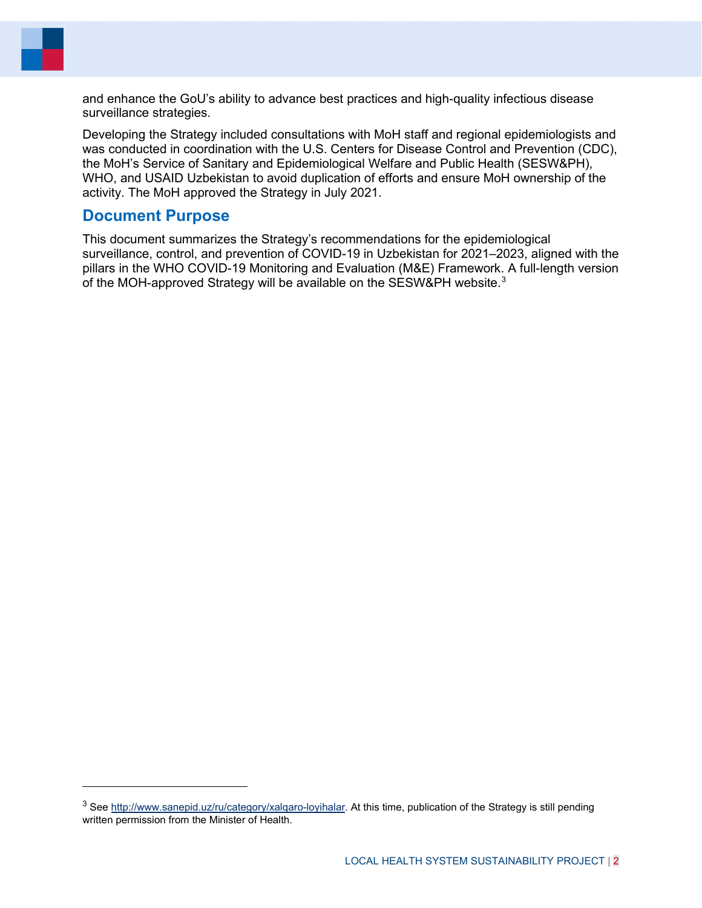and enhance the GoU's ability to advance best practices and high-quality infectious disease surveillance strategies.

Developing the Strategy included consultations with MoH staff and regional epidemiologists and was conducted in coordination with the U.S. Centers for Disease Control and Prevention (CDC), the MoH's Service of Sanitary and Epidemiological Welfare and Public Health (SESW&PH), WHO, and USAID Uzbekistan to avoid duplication of efforts and ensure MoH ownership of the activity. The MoH approved the Strategy in July 2021.

## Document Purpose

This document summarizes the Strategy's recommendations for the epidemiological surveillance, control, and prevention of COVID-19 in Uzbekistan for 2021–2023, aligned with the pillars in the WHO COVID-19 Monitoring and Evaluation (M&E) Framework. A full-length version of the MOH-approved Strategy will be available on the SESW&PH website.[3]

---

[3] See http://www.sanepid.uz/ru/category/xalqaro-loyihalar. At this time, publication of the Strategy is still pending written permission from the Minister of Health.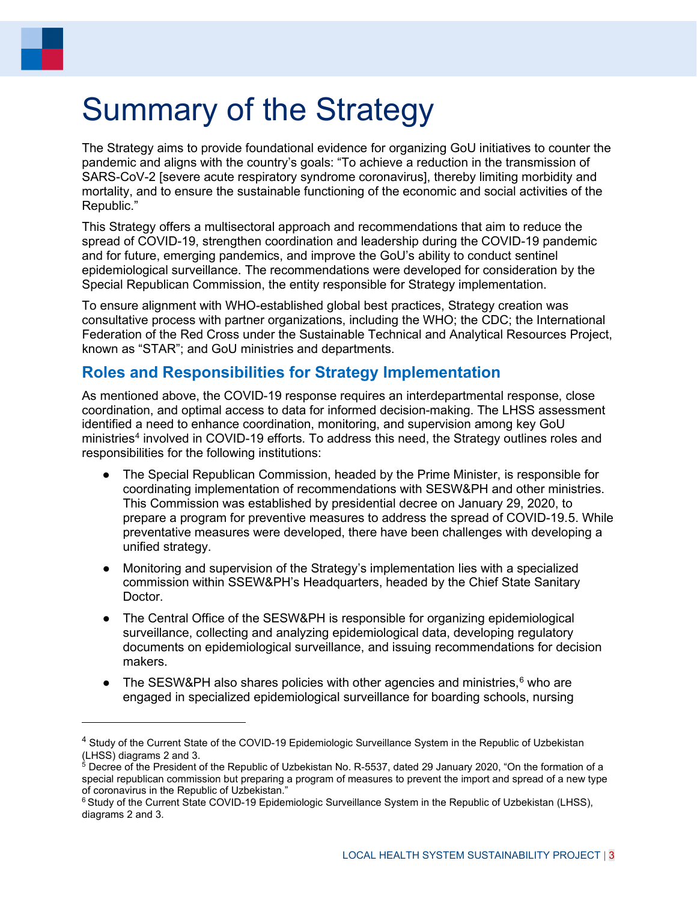# Summary of the Strategy

The Strategy aims to provide foundational evidence for organizing GoU initiatives to counter the pandemic and aligns with the country's goals: "To achieve a reduction in the transmission of SARS-CoV-2 [severe acute respiratory syndrome coronavirus], thereby limiting morbidity and mortality, and to ensure the sustainable functioning of the economic and social activities of the Republic."

This Strategy offers a multisectoral approach and recommendations that aim to reduce the spread of COVID-19, strengthen coordination and leadership during the COVID-19 pandemic and for future, emerging pandemics, and improve the GoU's ability to conduct sentinel epidemiological surveillance. The recommendations were developed for consideration by the Special Republican Commission, the entity responsible for Strategy implementation.

To ensure alignment with WHO-established global best practices, Strategy creation was consultative process with partner organizations, including the WHO; the CDC; the International Federation of the Red Cross under the Sustainable Technical and Analytical Resources Project, known as "STAR"; and GoU ministries and departments.

## Roles and Responsibilities for Strategy Implementation

As mentioned above, the COVID-19 response requires an interdepartmental response, close coordination, and optimal access to data for informed decision-making. The LHSS assessment identified a need to enhance coordination, monitoring, and supervision among key GoU ministries[4] involved in COVID-19 efforts. To address this need, the Strategy outlines roles and responsibilities for the following institutions:

- The Special Republican Commission, headed by the Prime Minister, is responsible for coordinating implementation of recommendations with SESW&PH and other ministries. This Commission was established by presidential decree on January 29, 2020, to prepare a program for preventive measures to address the spread of COVID-19.5. While preventative measures were developed, there have been challenges with developing a unified strategy.
- Monitoring and supervision of the Strategy's implementation lies with a specialized commission within SSEW&PH's Headquarters, headed by the Chief State Sanitary Doctor.
- The Central Office of the SESW&PH is responsible for organizing epidemiological surveillance, collecting and analyzing epidemiological data, developing regulatory documents on epidemiological surveillance, and issuing recommendations for decision makers.
- The SESW&PH also shares policies with other agencies and ministries,[6] who are engaged in specialized epidemiological surveillance for boarding schools, nursing

---

[4] Study of the Current State of the COVID-19 Epidemiologic Surveillance System in the Republic of Uzbekistan (LHSS) diagrams 2 and 3.

[5] Decree of the President of the Republic of Uzbekistan No. R-5537, dated 29 January 2020, "On the formation of a special republican commission but preparing a program of measures to prevent the import and spread of a new type of coronavirus in the Republic of Uzbekistan."

[6] Study of the Current State COVID-19 Epidemiologic Surveillance System in the Republic of Uzbekistan (LHSS), diagrams 2 and 3.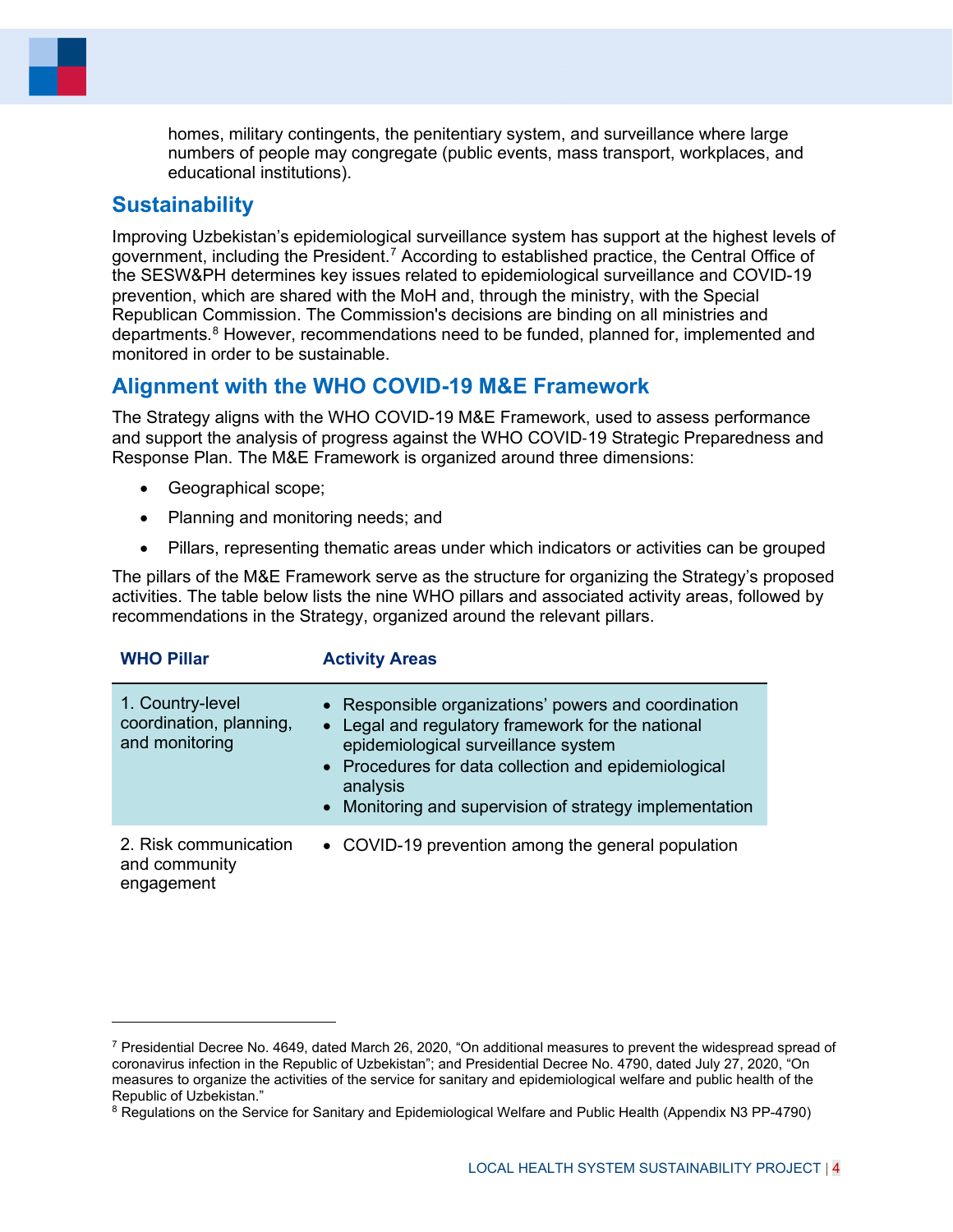homes, military contingents, the penitentiary system, and surveillance where large numbers of people may congregate (public events, mass transport, workplaces, and educational institutions).

## Sustainability

Improving Uzbekistan's epidemiological surveillance system has support at the highest levels of government, including the President.[7] According to established practice, the Central Office of the SESW&PH determines key issues related to epidemiological surveillance and COVID-19 prevention, which are shared with the MoH and, through the ministry, with the Special Republican Commission. The Commission's decisions are binding on all ministries and departments.[8] However, recommendations need to be funded, planned for, implemented and monitored in order to be sustainable.

## Alignment with the WHO COVID-19 M&E Framework

The Strategy aligns with the WHO COVID-19 M&E Framework, used to assess performance and support the analysis of progress against the WHO COVID-19 Strategic Preparedness and Response Plan. The M&E Framework is organized around three dimensions:

- Geographical scope;
- Planning and monitoring needs; and
- Pillars, representing thematic areas under which indicators or activities can be grouped

The pillars of the M&E Framework serve as the structure for organizing the Strategy's proposed activities. The table below lists the nine WHO pillars and associated activity areas, followed by recommendations in the Strategy, organized around the relevant pillars.

| WHO Pillar | Activity Areas |
|---|---|
| 1. Country-level coordination, planning, and monitoring | • Responsible organizations' powers and coordination<br>• Legal and regulatory framework for the national epidemiological surveillance system<br>• Procedures for data collection and epidemiological analysis<br>• Monitoring and supervision of strategy implementation |
| 2. Risk communication and community engagement | • COVID-19 prevention among the general population |

[7] Presidential Decree No. 4649, dated March 26, 2020, "On additional measures to prevent the widespread spread of coronavirus infection in the Republic of Uzbekistan"; and Presidential Decree No. 4790, dated July 27, 2020, "On measures to organize the activities of the service for sanitary and epidemiological welfare and public health of the Republic of Uzbekistan."

[8] Regulations on the Service for Sanitary and Epidemiological Welfare and Public Health (Appendix N3 PP-4790)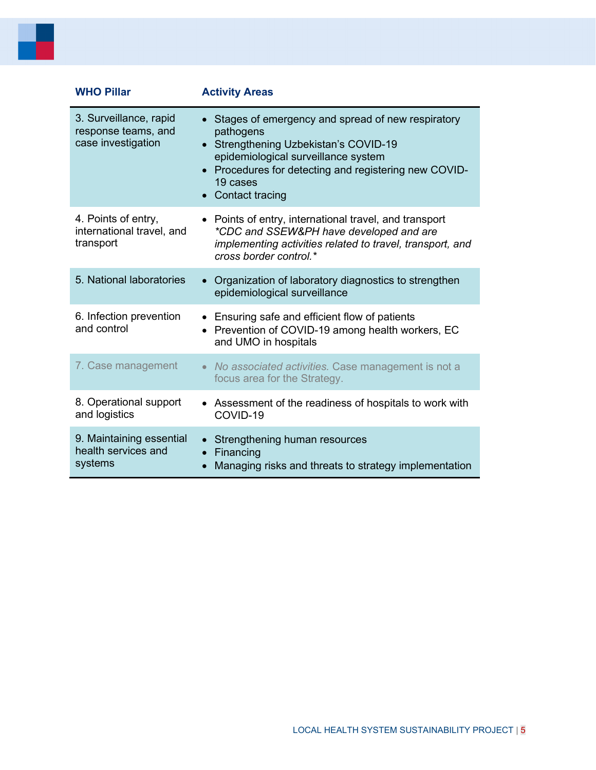| WHO Pillar | Activity Areas |
|---|---|
| 3. Surveillance, rapid response teams, and case investigation | • Stages of emergency and spread of new respiratory pathogens<br>• Strengthening Uzbekistan's COVID-19 epidemiological surveillance system<br>• Procedures for detecting and registering new COVID-19 cases<br>• Contact tracing |
| 4. Points of entry, international travel, and transport | • Points of entry, international travel, and transport<br>*\*CDC and SSEW&PH have developed and are implementing activities related to travel, transport, and cross border control.\** |
| 5. National laboratories | • Organization of laboratory diagnostics to strengthen epidemiological surveillance |
| 6. Infection prevention and control | • Ensuring safe and efficient flow of patients<br>• Prevention of COVID-19 among health workers, EC and UMO in hospitals |
| 7. Case management | • *No associated activities.* Case management is not a focus area for the Strategy. |
| 8. Operational support and logistics | • Assessment of the readiness of hospitals to work with COVID-19 |
| 9. Maintaining essential health services and systems | • Strengthening human resources<br>• Financing<br>• Managing risks and threats to strategy implementation |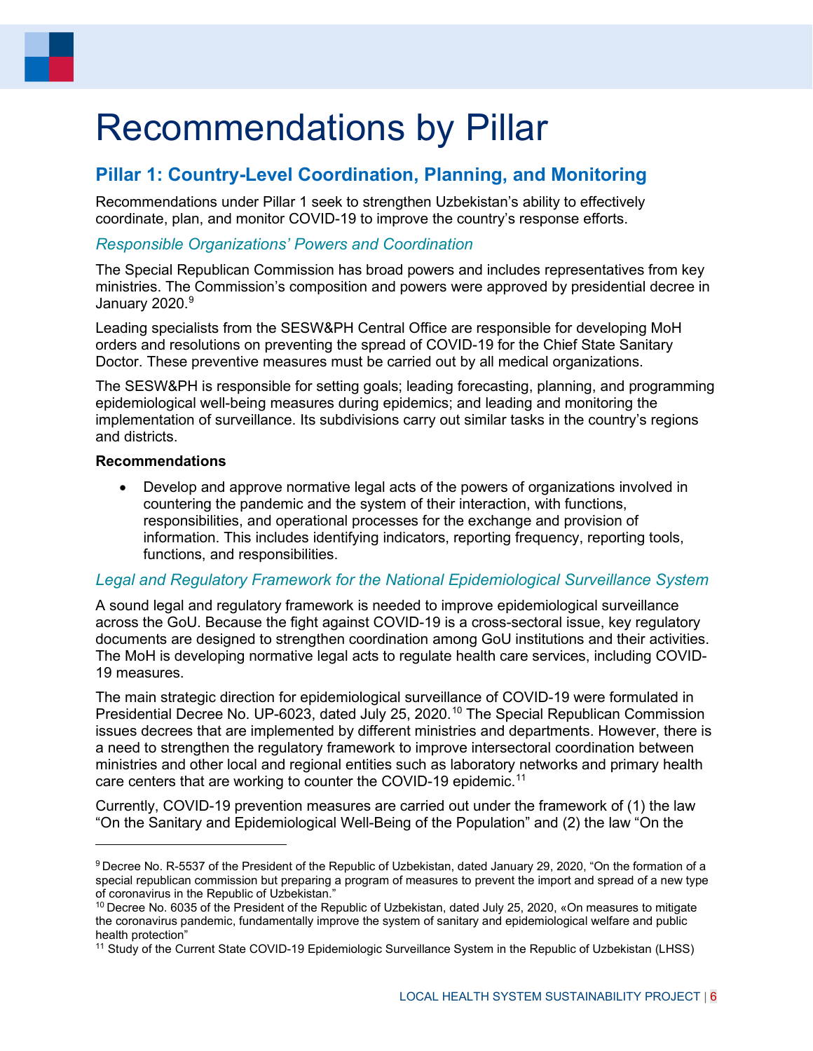# Recommendations by Pillar

## Pillar 1: Country-Level Coordination, Planning, and Monitoring

Recommendations under Pillar 1 seek to strengthen Uzbekistan's ability to effectively coordinate, plan, and monitor COVID-19 to improve the country's response efforts.

### *Responsible Organizations' Powers and Coordination*

The Special Republican Commission has broad powers and includes representatives from key ministries. The Commission's composition and powers were approved by presidential decree in January 2020.[9]

Leading specialists from the SESW&PH Central Office are responsible for developing MoH orders and resolutions on preventing the spread of COVID-19 for the Chief State Sanitary Doctor. These preventive measures must be carried out by all medical organizations.

The SESW&PH is responsible for setting goals; leading forecasting, planning, and programming epidemiological well-being measures during epidemics; and leading and monitoring the implementation of surveillance. Its subdivisions carry out similar tasks in the country's regions and districts.

**Recommendations**

- Develop and approve normative legal acts of the powers of organizations involved in countering the pandemic and the system of their interaction, with functions, responsibilities, and operational processes for the exchange and provision of information. This includes identifying indicators, reporting frequency, reporting tools, functions, and responsibilities.

### *Legal and Regulatory Framework for the National Epidemiological Surveillance System*

A sound legal and regulatory framework is needed to improve epidemiological surveillance across the GoU. Because the fight against COVID-19 is a cross-sectoral issue, key regulatory documents are designed to strengthen coordination among GoU institutions and their activities. The MoH is developing normative legal acts to regulate health care services, including COVID-19 measures.

The main strategic direction for epidemiological surveillance of COVID-19 were formulated in Presidential Decree No. UP-6023, dated July 25, 2020.[10] The Special Republican Commission issues decrees that are implemented by different ministries and departments. However, there is a need to strengthen the regulatory framework to improve intersectoral coordination between ministries and other local and regional entities such as laboratory networks and primary health care centers that are working to counter the COVID-19 epidemic.[11]

Currently, COVID-19 prevention measures are carried out under the framework of (1) the law "On the Sanitary and Epidemiological Well-Being of the Population" and (2) the law "On the

---

[9] Decree No. R-5537 of the President of the Republic of Uzbekistan, dated January 29, 2020, "On the formation of a special republican commission but preparing a program of measures to prevent the import and spread of a new type of coronavirus in the Republic of Uzbekistan."

[10] Decree No. 6035 of the President of the Republic of Uzbekistan, dated July 25, 2020, «On measures to mitigate the coronavirus pandemic, fundamentally improve the system of sanitary and epidemiological welfare and public health protection"

[11] Study of the Current State COVID-19 Epidemiologic Surveillance System in the Republic of Uzbekistan (LHSS)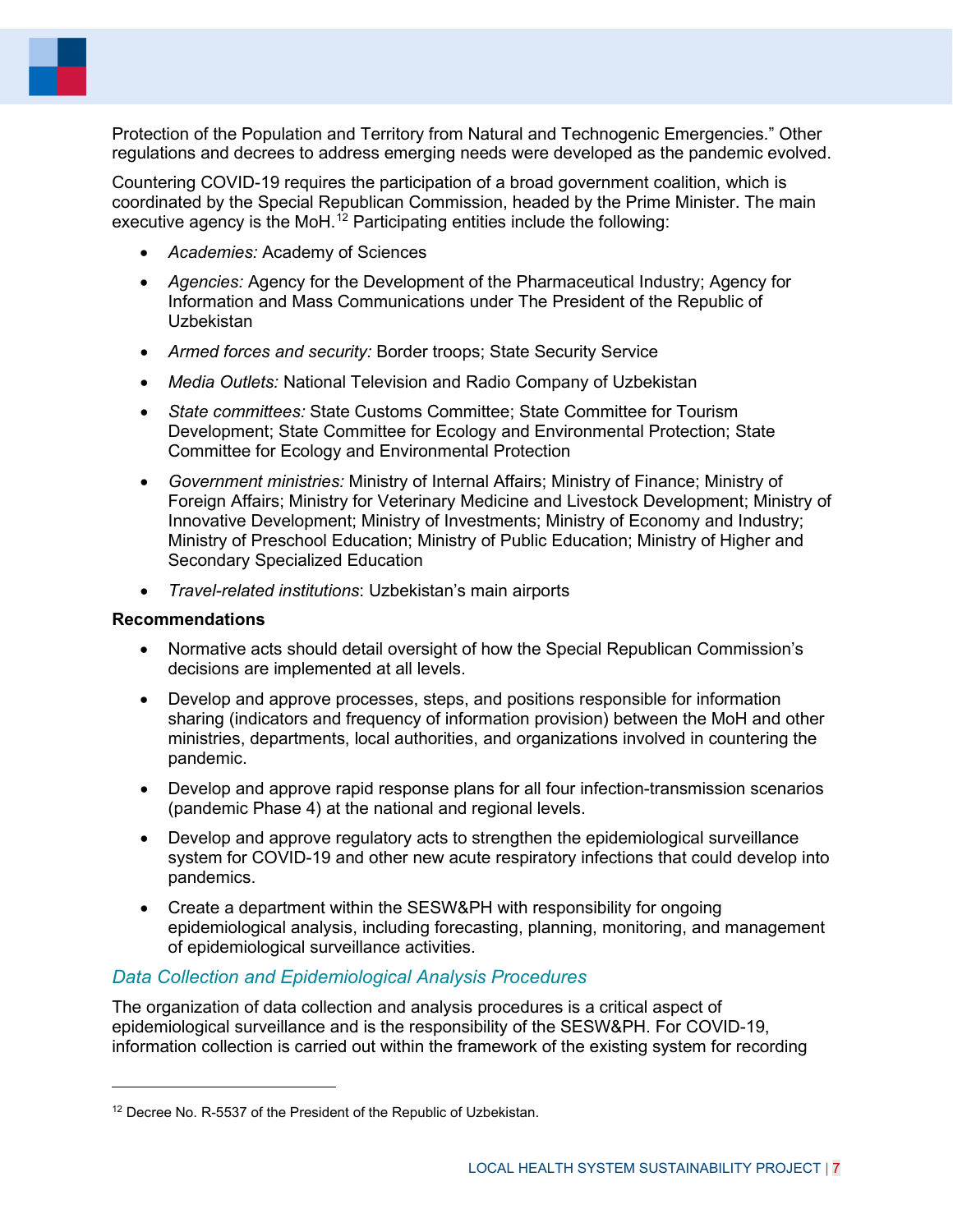Protection of the Population and Territory from Natural and Technogenic Emergencies." Other regulations and decrees to address emerging needs were developed as the pandemic evolved.

Countering COVID-19 requires the participation of a broad government coalition, which is coordinated by the Special Republican Commission, headed by the Prime Minister. The main executive agency is the MoH.[12] Participating entities include the following:

- *Academies:* Academy of Sciences
- *Agencies:* Agency for the Development of the Pharmaceutical Industry; Agency for Information and Mass Communications under The President of the Republic of Uzbekistan
- *Armed forces and security:* Border troops; State Security Service
- *Media Outlets:* National Television and Radio Company of Uzbekistan
- *State committees:* State Customs Committee; State Committee for Tourism Development; State Committee for Ecology and Environmental Protection; State Committee for Ecology and Environmental Protection
- *Government ministries:* Ministry of Internal Affairs; Ministry of Finance; Ministry of Foreign Affairs; Ministry for Veterinary Medicine and Livestock Development; Ministry of Innovative Development; Ministry of Investments; Ministry of Economy and Industry; Ministry of Preschool Education; Ministry of Public Education; Ministry of Higher and Secondary Specialized Education
- *Travel-related institutions*: Uzbekistan's main airports

**Recommendations**

- Normative acts should detail oversight of how the Special Republican Commission's decisions are implemented at all levels.
- Develop and approve processes, steps, and positions responsible for information sharing (indicators and frequency of information provision) between the MoH and other ministries, departments, local authorities, and organizations involved in countering the pandemic.
- Develop and approve rapid response plans for all four infection-transmission scenarios (pandemic Phase 4) at the national and regional levels.
- Develop and approve regulatory acts to strengthen the epidemiological surveillance system for COVID-19 and other new acute respiratory infections that could develop into pandemics.
- Create a department within the SESW&PH with responsibility for ongoing epidemiological analysis, including forecasting, planning, monitoring, and management of epidemiological surveillance activities.

### *Data Collection and Epidemiological Analysis Procedures*

The organization of data collection and analysis procedures is a critical aspect of epidemiological surveillance and is the responsibility of the SESW&PH. For COVID-19, information collection is carried out within the framework of the existing system for recording

---

[12] Decree No. R-5537 of the President of the Republic of Uzbekistan.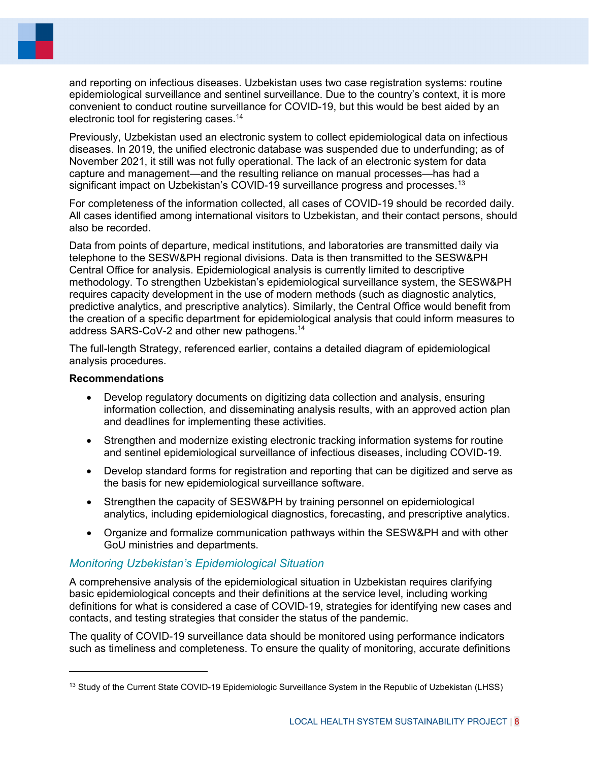and reporting on infectious diseases. Uzbekistan uses two case registration systems: routine epidemiological surveillance and sentinel surveillance. Due to the country's context, it is more convenient to conduct routine surveillance for COVID-19, but this would be best aided by an electronic tool for registering cases.[14]

Previously, Uzbekistan used an electronic system to collect epidemiological data on infectious diseases. In 2019, the unified electronic database was suspended due to underfunding; as of November 2021, it still was not fully operational. The lack of an electronic system for data capture and management—and the resulting reliance on manual processes—has had a significant impact on Uzbekistan's COVID-19 surveillance progress and processes.[13]

For completeness of the information collected, all cases of COVID-19 should be recorded daily. All cases identified among international visitors to Uzbekistan, and their contact persons, should also be recorded.

Data from points of departure, medical institutions, and laboratories are transmitted daily via telephone to the SESW&PH regional divisions. Data is then transmitted to the SESW&PH Central Office for analysis. Epidemiological analysis is currently limited to descriptive methodology. To strengthen Uzbekistan's epidemiological surveillance system, the SESW&PH requires capacity development in the use of modern methods (such as diagnostic analytics, predictive analytics, and prescriptive analytics). Similarly, the Central Office would benefit from the creation of a specific department for epidemiological analysis that could inform measures to address SARS-CoV-2 and other new pathogens.[14]

The full-length Strategy, referenced earlier, contains a detailed diagram of epidemiological analysis procedures.

**Recommendations**

- Develop regulatory documents on digitizing data collection and analysis, ensuring information collection, and disseminating analysis results, with an approved action plan and deadlines for implementing these activities.
- Strengthen and modernize existing electronic tracking information systems for routine and sentinel epidemiological surveillance of infectious diseases, including COVID-19.
- Develop standard forms for registration and reporting that can be digitized and serve as the basis for new epidemiological surveillance software.
- Strengthen the capacity of SESW&PH by training personnel on epidemiological analytics, including epidemiological diagnostics, forecasting, and prescriptive analytics.
- Organize and formalize communication pathways within the SESW&PH and with other GoU ministries and departments.

### *Monitoring Uzbekistan's Epidemiological Situation*

A comprehensive analysis of the epidemiological situation in Uzbekistan requires clarifying basic epidemiological concepts and their definitions at the service level, including working definitions for what is considered a case of COVID-19, strategies for identifying new cases and contacts, and testing strategies that consider the status of the pandemic.

The quality of COVID-19 surveillance data should be monitored using performance indicators such as timeliness and completeness. To ensure the quality of monitoring, accurate definitions

---

[13] Study of the Current State COVID-19 Epidemiologic Surveillance System in the Republic of Uzbekistan (LHSS)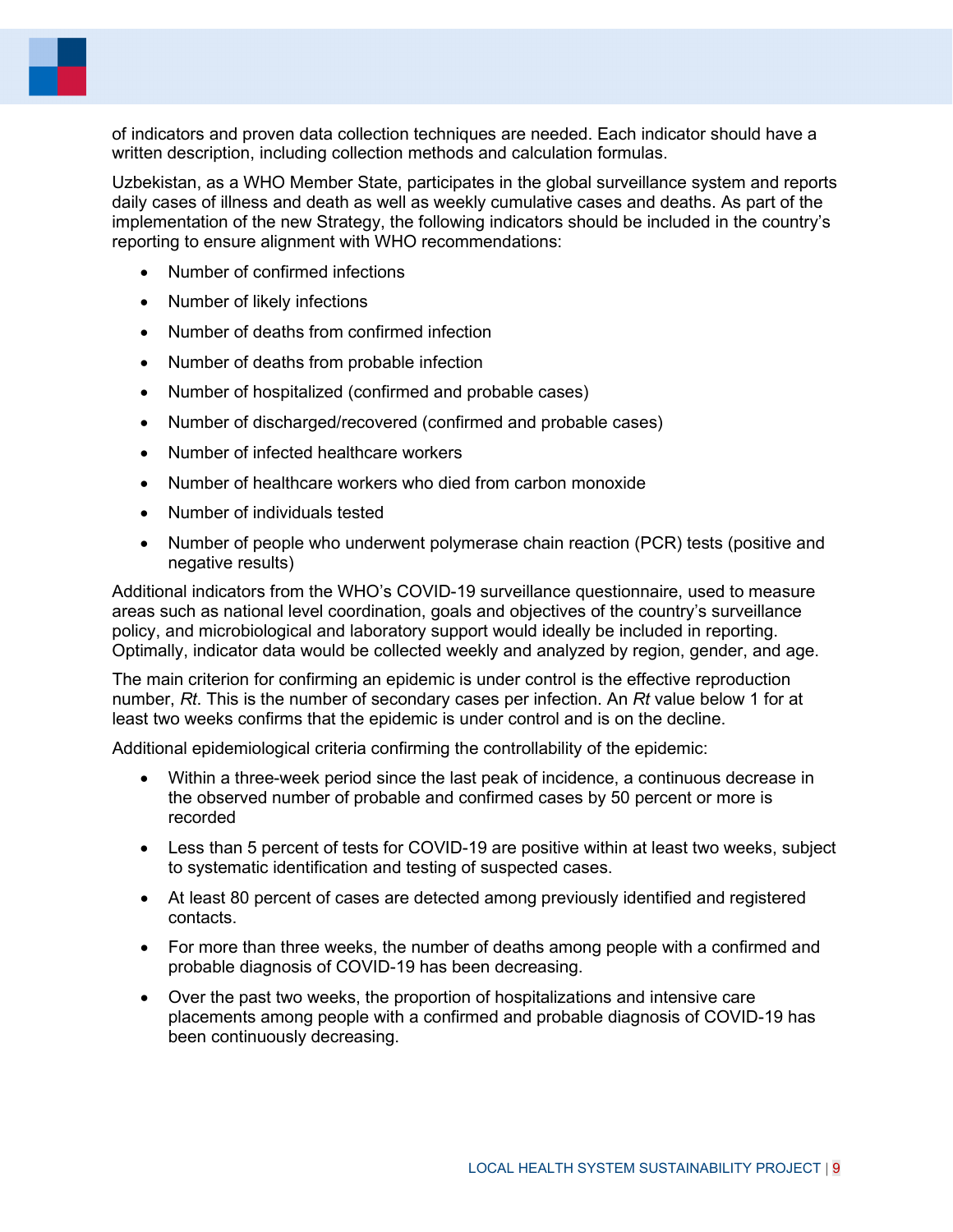of indicators and proven data collection techniques are needed. Each indicator should have a written description, including collection methods and calculation formulas.

Uzbekistan, as a WHO Member State, participates in the global surveillance system and reports daily cases of illness and death as well as weekly cumulative cases and deaths. As part of the implementation of the new Strategy, the following indicators should be included in the country's reporting to ensure alignment with WHO recommendations:

- Number of confirmed infections
- Number of likely infections
- Number of deaths from confirmed infection
- Number of deaths from probable infection
- Number of hospitalized (confirmed and probable cases)
- Number of discharged/recovered (confirmed and probable cases)
- Number of infected healthcare workers
- Number of healthcare workers who died from carbon monoxide
- Number of individuals tested
- Number of people who underwent polymerase chain reaction (PCR) tests (positive and negative results)

Additional indicators from the WHO's COVID-19 surveillance questionnaire, used to measure areas such as national level coordination, goals and objectives of the country's surveillance policy, and microbiological and laboratory support would ideally be included in reporting. Optimally, indicator data would be collected weekly and analyzed by region, gender, and age.

The main criterion for confirming an epidemic is under control is the effective reproduction number, *Rt*. This is the number of secondary cases per infection. An *Rt* value below 1 for at least two weeks confirms that the epidemic is under control and is on the decline.

Additional epidemiological criteria confirming the controllability of the epidemic:

- Within a three-week period since the last peak of incidence, a continuous decrease in the observed number of probable and confirmed cases by 50 percent or more is recorded
- Less than 5 percent of tests for COVID-19 are positive within at least two weeks, subject to systematic identification and testing of suspected cases.
- At least 80 percent of cases are detected among previously identified and registered contacts.
- For more than three weeks, the number of deaths among people with a confirmed and probable diagnosis of COVID-19 has been decreasing.
- Over the past two weeks, the proportion of hospitalizations and intensive care placements among people with a confirmed and probable diagnosis of COVID-19 has been continuously decreasing.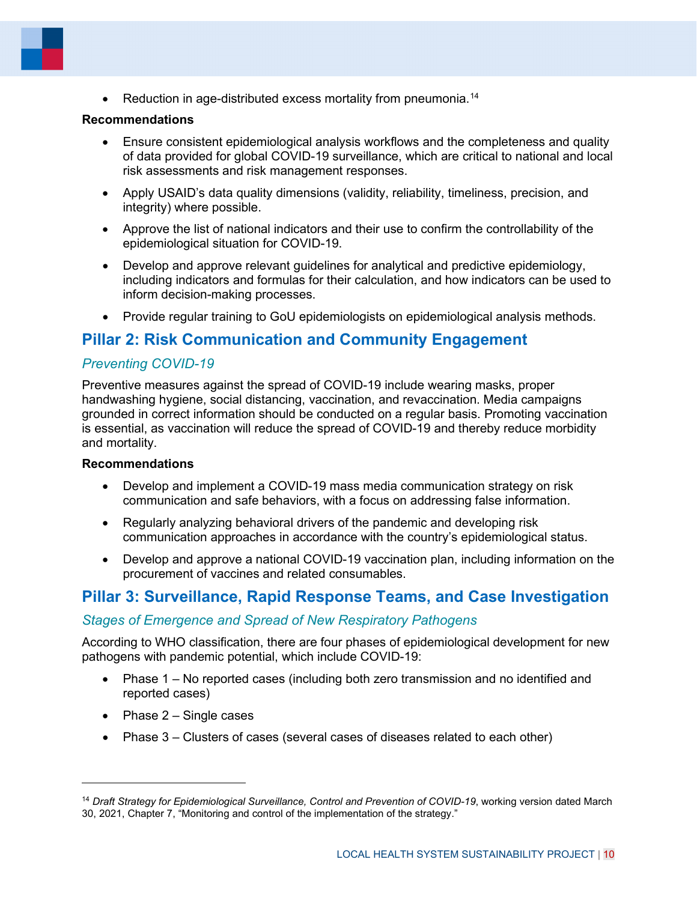- Reduction in age-distributed excess mortality from pneumonia.[14]

**Recommendations**

- Ensure consistent epidemiological analysis workflows and the completeness and quality of data provided for global COVID-19 surveillance, which are critical to national and local risk assessments and risk management responses.
- Apply USAID's data quality dimensions (validity, reliability, timeliness, precision, and integrity) where possible.
- Approve the list of national indicators and their use to confirm the controllability of the epidemiological situation for COVID-19.
- Develop and approve relevant guidelines for analytical and predictive epidemiology, including indicators and formulas for their calculation, and how indicators can be used to inform decision-making processes.
- Provide regular training to GoU epidemiologists on epidemiological analysis methods.

## Pillar 2: Risk Communication and Community Engagement

### *Preventing COVID-19*

Preventive measures against the spread of COVID-19 include wearing masks, proper handwashing hygiene, social distancing, vaccination, and revaccination. Media campaigns grounded in correct information should be conducted on a regular basis. Promoting vaccination is essential, as vaccination will reduce the spread of COVID-19 and thereby reduce morbidity and mortality.

**Recommendations**

- Develop and implement a COVID-19 mass media communication strategy on risk communication and safe behaviors, with a focus on addressing false information.
- Regularly analyzing behavioral drivers of the pandemic and developing risk communication approaches in accordance with the country's epidemiological status.
- Develop and approve a national COVID-19 vaccination plan, including information on the procurement of vaccines and related consumables.

## Pillar 3: Surveillance, Rapid Response Teams, and Case Investigation

### *Stages of Emergence and Spread of New Respiratory Pathogens*

According to WHO classification, there are four phases of epidemiological development for new pathogens with pandemic potential, which include COVID-19:

- Phase 1 – No reported cases (including both zero transmission and no identified and reported cases)
- Phase 2 – Single cases
- Phase 3 – Clusters of cases (several cases of diseases related to each other)

---

[14] *Draft Strategy for Epidemiological Surveillance, Control and Prevention of COVID-19*, working version dated March 30, 2021, Chapter 7, "Monitoring and control of the implementation of the strategy."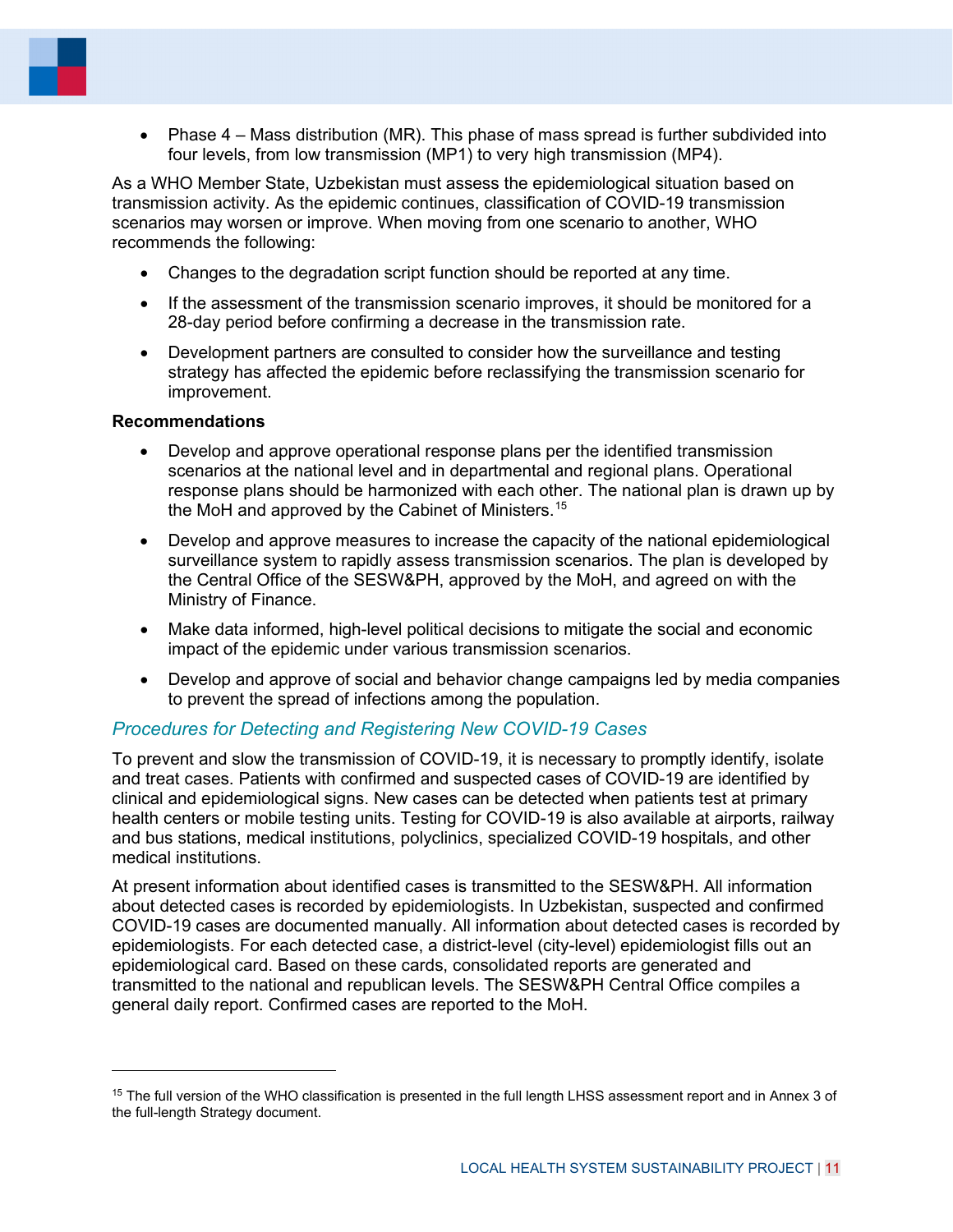- Phase 4 – Mass distribution (MR). This phase of mass spread is further subdivided into four levels, from low transmission (MP1) to very high transmission (MP4).

As a WHO Member State, Uzbekistan must assess the epidemiological situation based on transmission activity. As the epidemic continues, classification of COVID-19 transmission scenarios may worsen or improve. When moving from one scenario to another, WHO recommends the following:

- Changes to the degradation script function should be reported at any time.
- If the assessment of the transmission scenario improves, it should be monitored for a 28-day period before confirming a decrease in the transmission rate.
- Development partners are consulted to consider how the surveillance and testing strategy has affected the epidemic before reclassifying the transmission scenario for improvement.

**Recommendations**

- Develop and approve operational response plans per the identified transmission scenarios at the national level and in departmental and regional plans. Operational response plans should be harmonized with each other. The national plan is drawn up by the MoH and approved by the Cabinet of Ministers.[15]
- Develop and approve measures to increase the capacity of the national epidemiological surveillance system to rapidly assess transmission scenarios. The plan is developed by the Central Office of the SESW&PH, approved by the MoH, and agreed on with the Ministry of Finance.
- Make data informed, high-level political decisions to mitigate the social and economic impact of the epidemic under various transmission scenarios.
- Develop and approve of social and behavior change campaigns led by media companies to prevent the spread of infections among the population.

### *Procedures for Detecting and Registering New COVID-19 Cases*

To prevent and slow the transmission of COVID-19, it is necessary to promptly identify, isolate and treat cases. Patients with confirmed and suspected cases of COVID-19 are identified by clinical and epidemiological signs. New cases can be detected when patients test at primary health centers or mobile testing units. Testing for COVID-19 is also available at airports, railway and bus stations, medical institutions, polyclinics, specialized COVID-19 hospitals, and other medical institutions.

At present information about identified cases is transmitted to the SESW&PH. All information about detected cases is recorded by epidemiologists. In Uzbekistan, suspected and confirmed COVID-19 cases are documented manually. All information about detected cases is recorded by epidemiologists. For each detected case, a district-level (city-level) epidemiologist fills out an epidemiological card. Based on these cards, consolidated reports are generated and transmitted to the national and republican levels. The SESW&PH Central Office compiles a general daily report. Confirmed cases are reported to the MoH.

---

[15] The full version of the WHO classification is presented in the full length LHSS assessment report and in Annex 3 of the full-length Strategy document.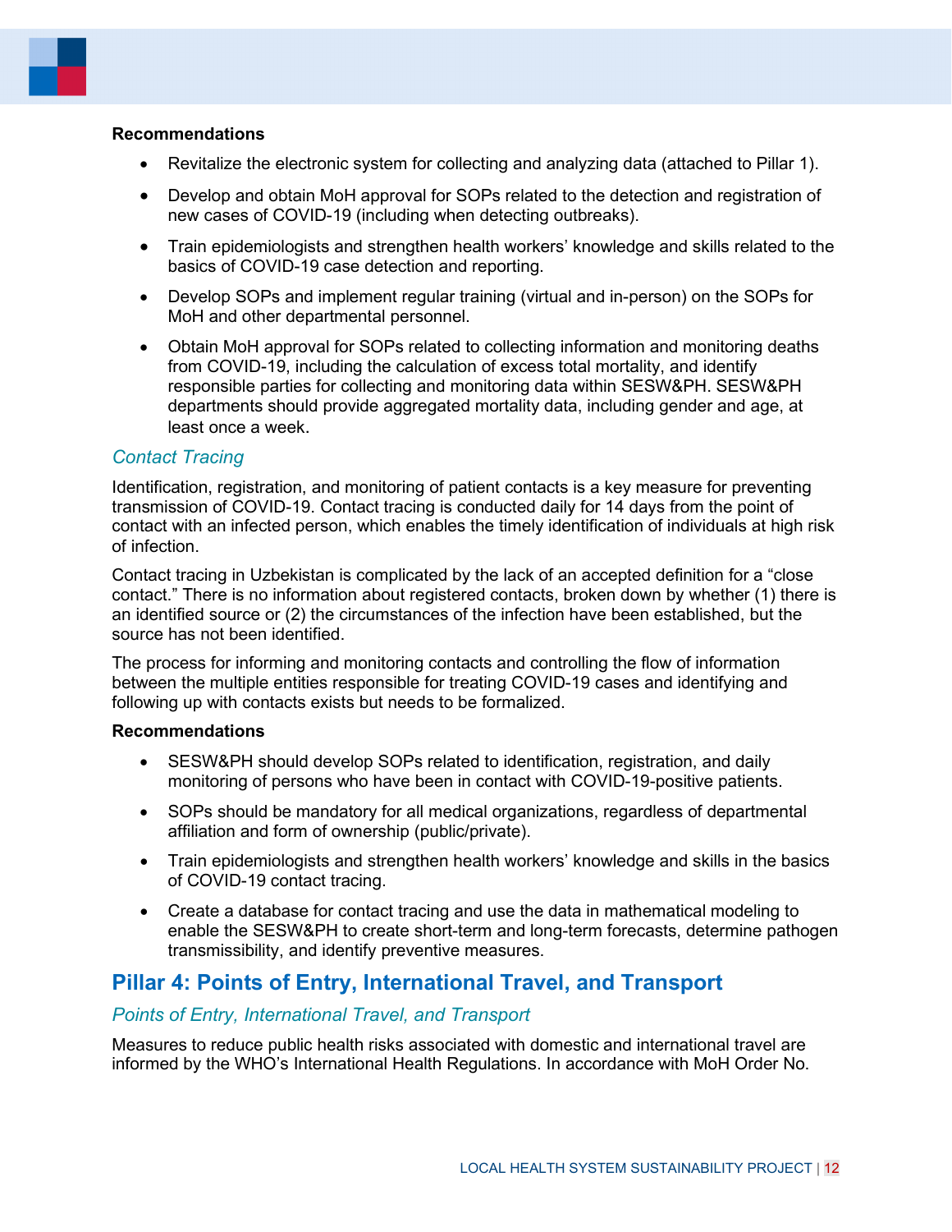**Recommendations**

- Revitalize the electronic system for collecting and analyzing data (attached to Pillar 1).
- Develop and obtain MoH approval for SOPs related to the detection and registration of new cases of COVID-19 (including when detecting outbreaks).
- Train epidemiologists and strengthen health workers' knowledge and skills related to the basics of COVID-19 case detection and reporting.
- Develop SOPs and implement regular training (virtual and in-person) on the SOPs for MoH and other departmental personnel.
- Obtain MoH approval for SOPs related to collecting information and monitoring deaths from COVID-19, including the calculation of excess total mortality, and identify responsible parties for collecting and monitoring data within SESW&PH. SESW&PH departments should provide aggregated mortality data, including gender and age, at least once a week.

### *Contact Tracing*

Identification, registration, and monitoring of patient contacts is a key measure for preventing transmission of COVID-19. Contact tracing is conducted daily for 14 days from the point of contact with an infected person, which enables the timely identification of individuals at high risk of infection.

Contact tracing in Uzbekistan is complicated by the lack of an accepted definition for a "close contact." There is no information about registered contacts, broken down by whether (1) there is an identified source or (2) the circumstances of the infection have been established, but the source has not been identified.

The process for informing and monitoring contacts and controlling the flow of information between the multiple entities responsible for treating COVID-19 cases and identifying and following up with contacts exists but needs to be formalized.

**Recommendations**

- SESW&PH should develop SOPs related to identification, registration, and daily monitoring of persons who have been in contact with COVID-19-positive patients.
- SOPs should be mandatory for all medical organizations, regardless of departmental affiliation and form of ownership (public/private).
- Train epidemiologists and strengthen health workers' knowledge and skills in the basics of COVID-19 contact tracing.
- Create a database for contact tracing and use the data in mathematical modeling to enable the SESW&PH to create short-term and long-term forecasts, determine pathogen transmissibility, and identify preventive measures.

## Pillar 4: Points of Entry, International Travel, and Transport

### *Points of Entry, International Travel, and Transport*

Measures to reduce public health risks associated with domestic and international travel are informed by the WHO's International Health Regulations. In accordance with MoH Order No.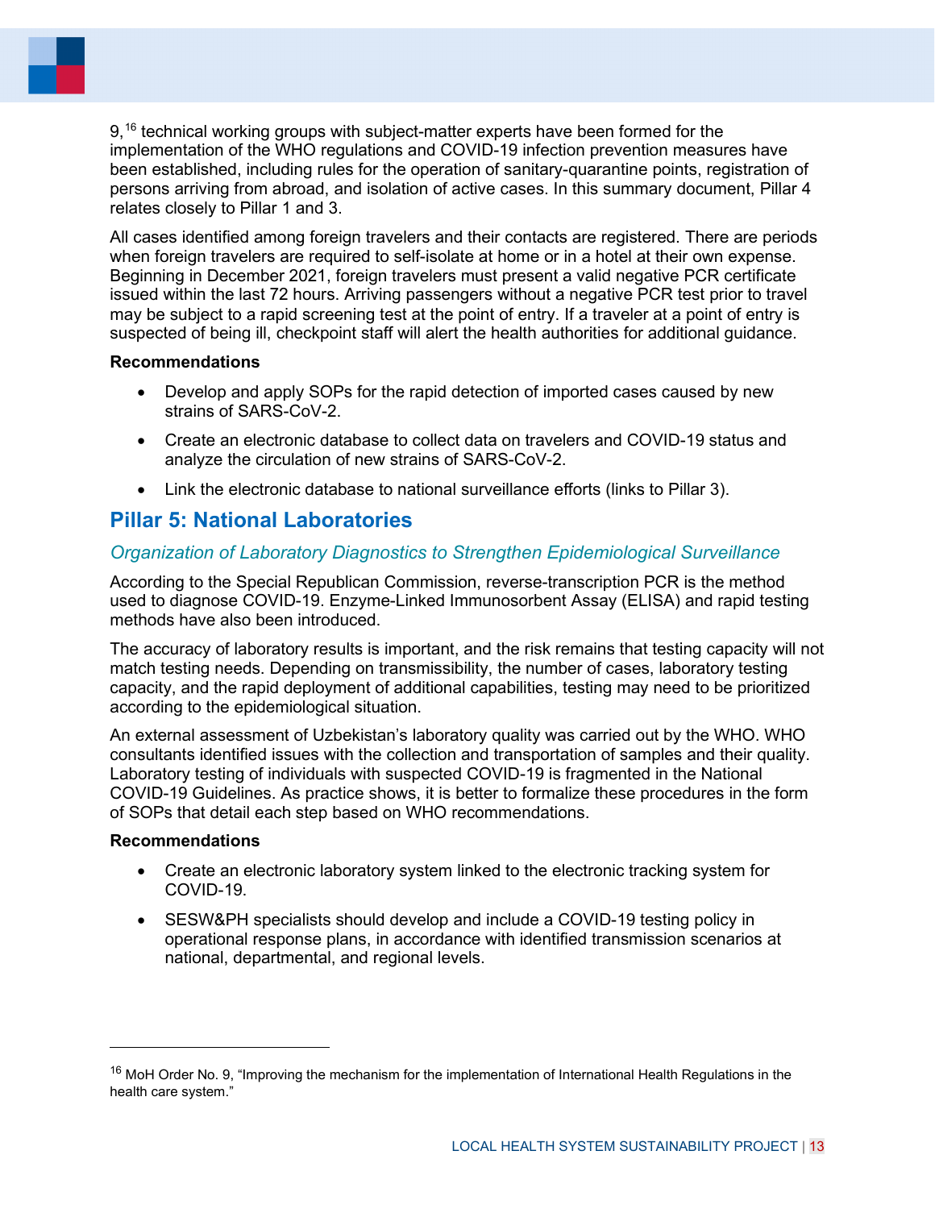9,[16] technical working groups with subject-matter experts have been formed for the implementation of the WHO regulations and COVID-19 infection prevention measures have been established, including rules for the operation of sanitary-quarantine points, registration of persons arriving from abroad, and isolation of active cases. In this summary document, Pillar 4 relates closely to Pillar 1 and 3.

All cases identified among foreign travelers and their contacts are registered. There are periods when foreign travelers are required to self-isolate at home or in a hotel at their own expense. Beginning in December 2021, foreign travelers must present a valid negative PCR certificate issued within the last 72 hours. Arriving passengers without a negative PCR test prior to travel may be subject to a rapid screening test at the point of entry. If a traveler at a point of entry is suspected of being ill, checkpoint staff will alert the health authorities for additional guidance.

**Recommendations**

- Develop and apply SOPs for the rapid detection of imported cases caused by new strains of SARS-CoV-2.
- Create an electronic database to collect data on travelers and COVID-19 status and analyze the circulation of new strains of SARS-CoV-2.
- Link the electronic database to national surveillance efforts (links to Pillar 3).

## Pillar 5: National Laboratories

### *Organization of Laboratory Diagnostics to Strengthen Epidemiological Surveillance*

According to the Special Republican Commission, reverse-transcription PCR is the method used to diagnose COVID-19. Enzyme-Linked Immunosorbent Assay (ELISA) and rapid testing methods have also been introduced.

The accuracy of laboratory results is important, and the risk remains that testing capacity will not match testing needs. Depending on transmissibility, the number of cases, laboratory testing capacity, and the rapid deployment of additional capabilities, testing may need to be prioritized according to the epidemiological situation.

An external assessment of Uzbekistan's laboratory quality was carried out by the WHO. WHO consultants identified issues with the collection and transportation of samples and their quality. Laboratory testing of individuals with suspected COVID-19 is fragmented in the National COVID-19 Guidelines. As practice shows, it is better to formalize these procedures in the form of SOPs that detail each step based on WHO recommendations.

**Recommendations**

- Create an electronic laboratory system linked to the electronic tracking system for COVID-19.
- SESW&PH specialists should develop and include a COVID-19 testing policy in operational response plans, in accordance with identified transmission scenarios at national, departmental, and regional levels.

---

[16] MoH Order No. 9, "Improving the mechanism for the implementation of International Health Regulations in the health care system."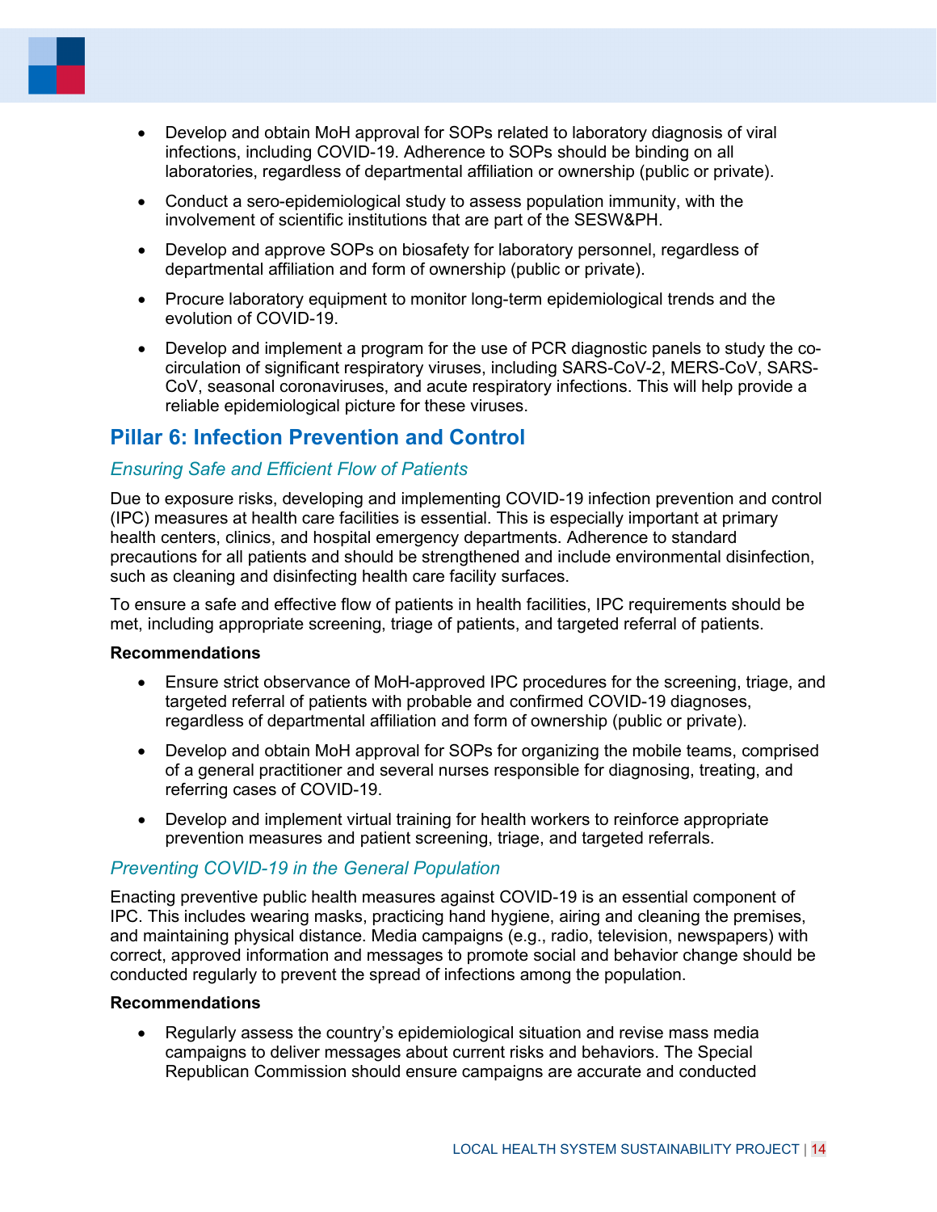- Develop and obtain MoH approval for SOPs related to laboratory diagnosis of viral infections, including COVID-19. Adherence to SOPs should be binding on all laboratories, regardless of departmental affiliation or ownership (public or private).
- Conduct a sero-epidemiological study to assess population immunity, with the involvement of scientific institutions that are part of the SESW&PH.
- Develop and approve SOPs on biosafety for laboratory personnel, regardless of departmental affiliation and form of ownership (public or private).
- Procure laboratory equipment to monitor long-term epidemiological trends and the evolution of COVID-19.
- Develop and implement a program for the use of PCR diagnostic panels to study the co-circulation of significant respiratory viruses, including SARS-CoV-2, MERS-CoV, SARS-CoV, seasonal coronaviruses, and acute respiratory infections. This will help provide a reliable epidemiological picture for these viruses.

## Pillar 6: Infection Prevention and Control

### *Ensuring Safe and Efficient Flow of Patients*

Due to exposure risks, developing and implementing COVID-19 infection prevention and control (IPC) measures at health care facilities is essential. This is especially important at primary health centers, clinics, and hospital emergency departments. Adherence to standard precautions for all patients and should be strengthened and include environmental disinfection, such as cleaning and disinfecting health care facility surfaces.

To ensure a safe and effective flow of patients in health facilities, IPC requirements should be met, including appropriate screening, triage of patients, and targeted referral of patients.

**Recommendations**

- Ensure strict observance of MoH-approved IPC procedures for the screening, triage, and targeted referral of patients with probable and confirmed COVID-19 diagnoses, regardless of departmental affiliation and form of ownership (public or private).
- Develop and obtain MoH approval for SOPs for organizing the mobile teams, comprised of a general practitioner and several nurses responsible for diagnosing, treating, and referring cases of COVID-19.
- Develop and implement virtual training for health workers to reinforce appropriate prevention measures and patient screening, triage, and targeted referrals.

### *Preventing COVID-19 in the General Population*

Enacting preventive public health measures against COVID-19 is an essential component of IPC. This includes wearing masks, practicing hand hygiene, airing and cleaning the premises, and maintaining physical distance. Media campaigns (e.g., radio, television, newspapers) with correct, approved information and messages to promote social and behavior change should be conducted regularly to prevent the spread of infections among the population.

**Recommendations**

- Regularly assess the country's epidemiological situation and revise mass media campaigns to deliver messages about current risks and behaviors. The Special Republican Commission should ensure campaigns are accurate and conducted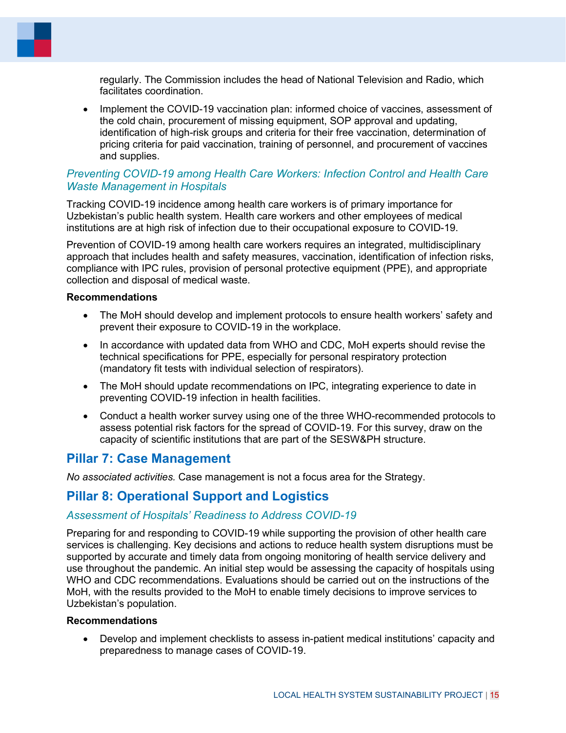regularly. The Commission includes the head of National Television and Radio, which facilitates coordination.

- Implement the COVID-19 vaccination plan: informed choice of vaccines, assessment of the cold chain, procurement of missing equipment, SOP approval and updating, identification of high-risk groups and criteria for their free vaccination, determination of pricing criteria for paid vaccination, training of personnel, and procurement of vaccines and supplies.

### *Preventing COVID-19 among Health Care Workers: Infection Control and Health Care Waste Management in Hospitals*

Tracking COVID-19 incidence among health care workers is of primary importance for Uzbekistan's public health system. Health care workers and other employees of medical institutions are at high risk of infection due to their occupational exposure to COVID-19.

Prevention of COVID-19 among health care workers requires an integrated, multidisciplinary approach that includes health and safety measures, vaccination, identification of infection risks, compliance with IPC rules, provision of personal protective equipment (PPE), and appropriate collection and disposal of medical waste.

**Recommendations**

- The MoH should develop and implement protocols to ensure health workers' safety and prevent their exposure to COVID-19 in the workplace.
- In accordance with updated data from WHO and CDC, MoH experts should revise the technical specifications for PPE, especially for personal respiratory protection (mandatory fit tests with individual selection of respirators).
- The MoH should update recommendations on IPC, integrating experience to date in preventing COVID-19 infection in health facilities.
- Conduct a health worker survey using one of the three WHO-recommended protocols to assess potential risk factors for the spread of COVID-19. For this survey, draw on the capacity of scientific institutions that are part of the SESW&PH structure.

## Pillar 7: Case Management

*No associated activities.* Case management is not a focus area for the Strategy.

## Pillar 8: Operational Support and Logistics

### *Assessment of Hospitals' Readiness to Address COVID-19*

Preparing for and responding to COVID-19 while supporting the provision of other health care services is challenging. Key decisions and actions to reduce health system disruptions must be supported by accurate and timely data from ongoing monitoring of health service delivery and use throughout the pandemic. An initial step would be assessing the capacity of hospitals using WHO and CDC recommendations. Evaluations should be carried out on the instructions of the MoH, with the results provided to the MoH to enable timely decisions to improve services to Uzbekistan's population.

**Recommendations**

- Develop and implement checklists to assess in-patient medical institutions' capacity and preparedness to manage cases of COVID-19.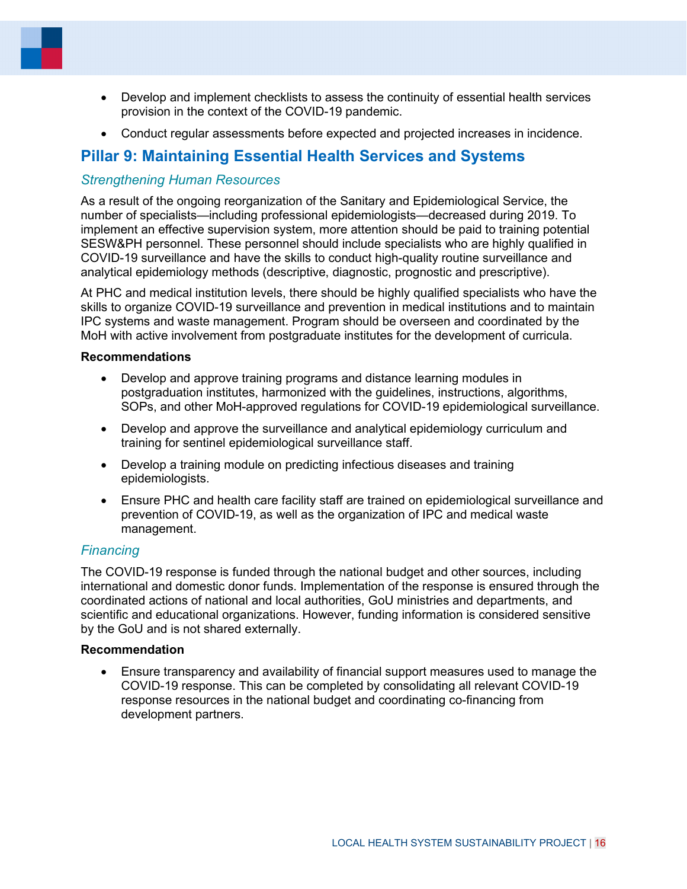- Develop and implement checklists to assess the continuity of essential health services provision in the context of the COVID-19 pandemic.
- Conduct regular assessments before expected and projected increases in incidence.

## Pillar 9: Maintaining Essential Health Services and Systems

### *Strengthening Human Resources*

As a result of the ongoing reorganization of the Sanitary and Epidemiological Service, the number of specialists—including professional epidemiologists—decreased during 2019. To implement an effective supervision system, more attention should be paid to training potential SESW&PH personnel. These personnel should include specialists who are highly qualified in COVID-19 surveillance and have the skills to conduct high-quality routine surveillance and analytical epidemiology methods (descriptive, diagnostic, prognostic and prescriptive).

At PHC and medical institution levels, there should be highly qualified specialists who have the skills to organize COVID-19 surveillance and prevention in medical institutions and to maintain IPC systems and waste management. Program should be overseen and coordinated by the MoH with active involvement from postgraduate institutes for the development of curricula.

**Recommendations**

- Develop and approve training programs and distance learning modules in postgraduation institutes, harmonized with the guidelines, instructions, algorithms, SOPs, and other MoH-approved regulations for COVID-19 epidemiological surveillance.
- Develop and approve the surveillance and analytical epidemiology curriculum and training for sentinel epidemiological surveillance staff.
- Develop a training module on predicting infectious diseases and training epidemiologists.
- Ensure PHC and health care facility staff are trained on epidemiological surveillance and prevention of COVID-19, as well as the organization of IPC and medical waste management.

### *Financing*

The COVID-19 response is funded through the national budget and other sources, including international and domestic donor funds. Implementation of the response is ensured through the coordinated actions of national and local authorities, GoU ministries and departments, and scientific and educational organizations. However, funding information is considered sensitive by the GoU and is not shared externally.

**Recommendation**

- Ensure transparency and availability of financial support measures used to manage the COVID-19 response. This can be completed by consolidating all relevant COVID-19 response resources in the national budget and coordinating co-financing from development partners.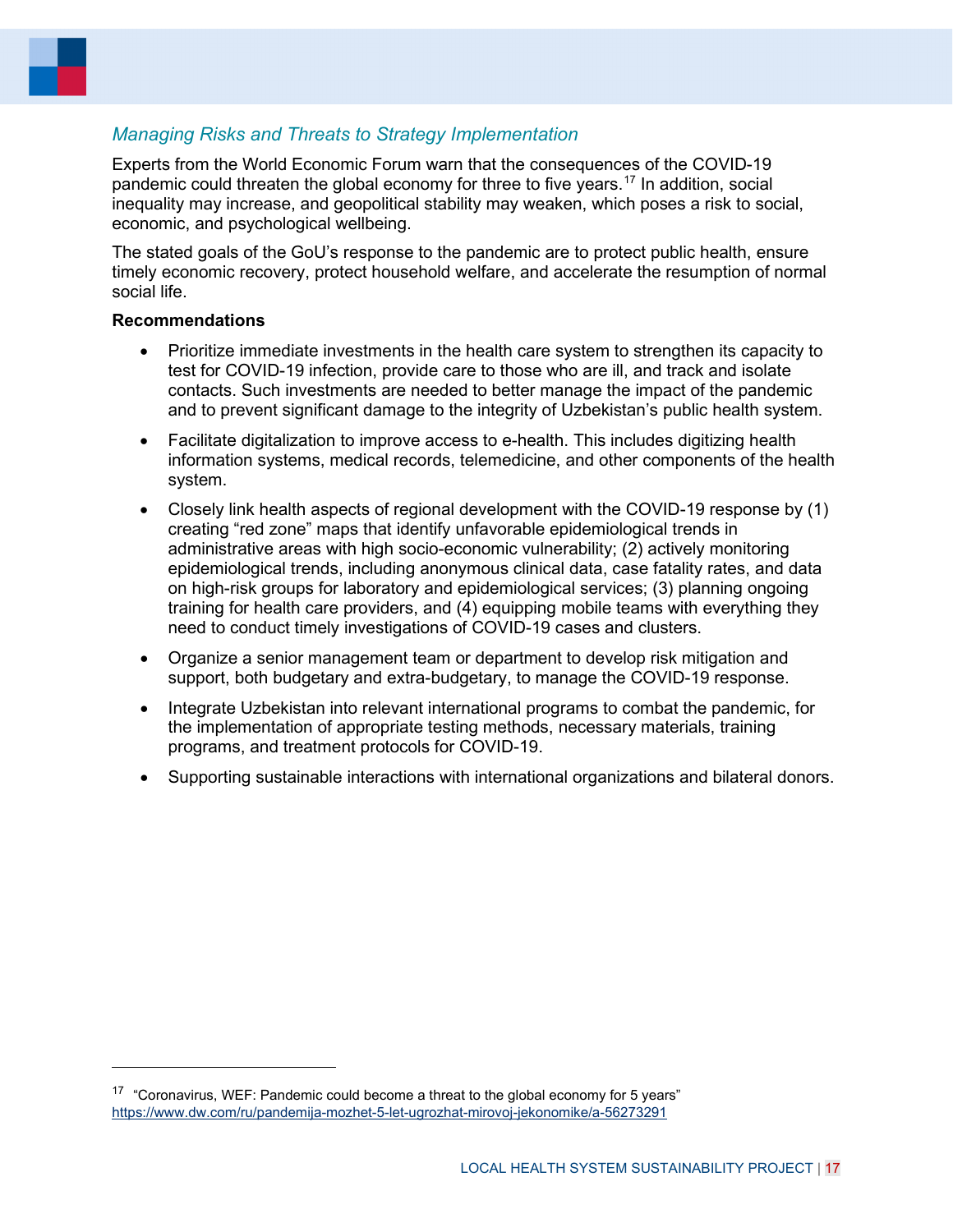### *Managing Risks and Threats to Strategy Implementation*

Experts from the World Economic Forum warn that the consequences of the COVID-19 pandemic could threaten the global economy for three to five years.[17] In addition, social inequality may increase, and geopolitical stability may weaken, which poses a risk to social, economic, and psychological wellbeing.

The stated goals of the GoU's response to the pandemic are to protect public health, ensure timely economic recovery, protect household welfare, and accelerate the resumption of normal social life.

**Recommendations**

- Prioritize immediate investments in the health care system to strengthen its capacity to test for COVID-19 infection, provide care to those who are ill, and track and isolate contacts. Such investments are needed to better manage the impact of the pandemic and to prevent significant damage to the integrity of Uzbekistan's public health system.
- Facilitate digitalization to improve access to e-health. This includes digitizing health information systems, medical records, telemedicine, and other components of the health system.
- Closely link health aspects of regional development with the COVID-19 response by (1) creating "red zone" maps that identify unfavorable epidemiological trends in administrative areas with high socio-economic vulnerability; (2) actively monitoring epidemiological trends, including anonymous clinical data, case fatality rates, and data on high-risk groups for laboratory and epidemiological services; (3) planning ongoing training for health care providers, and (4) equipping mobile teams with everything they need to conduct timely investigations of COVID-19 cases and clusters.
- Organize a senior management team or department to develop risk mitigation and support, both budgetary and extra-budgetary, to manage the COVID-19 response.
- Integrate Uzbekistan into relevant international programs to combat the pandemic, for the implementation of appropriate testing methods, necessary materials, training programs, and treatment protocols for COVID-19.
- Supporting sustainable interactions with international organizations and bilateral donors.

---

[17] "Coronavirus, WEF: Pandemic could become a threat to the global economy for 5 years" https://www.dw.com/ru/pandemija-mozhet-5-let-ugrozhat-mirovoj-jekonomike/a-56273291